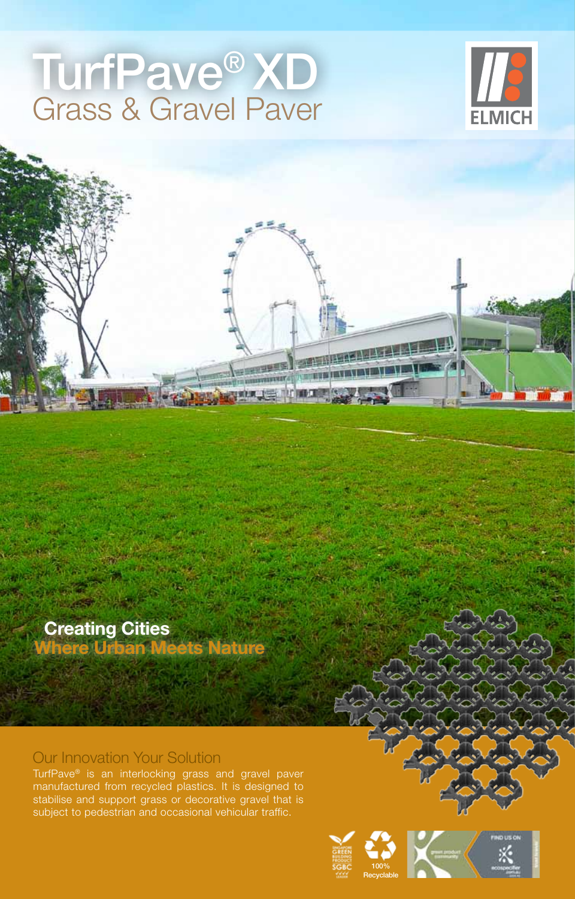# TurfPave® XD
## Grass & Gravel Paver

ELMICH

**Creating Cities**
**Where Urban Meets Nature**

### Our Innovation Your Solution

TurfPave® is an interlocking grass and gravel paver manufactured from recycled plastics. It is designed to stabilise and support grass or decorative gravel that is subject to pedestrian and occasional vehicular traffic.

100% Recyclable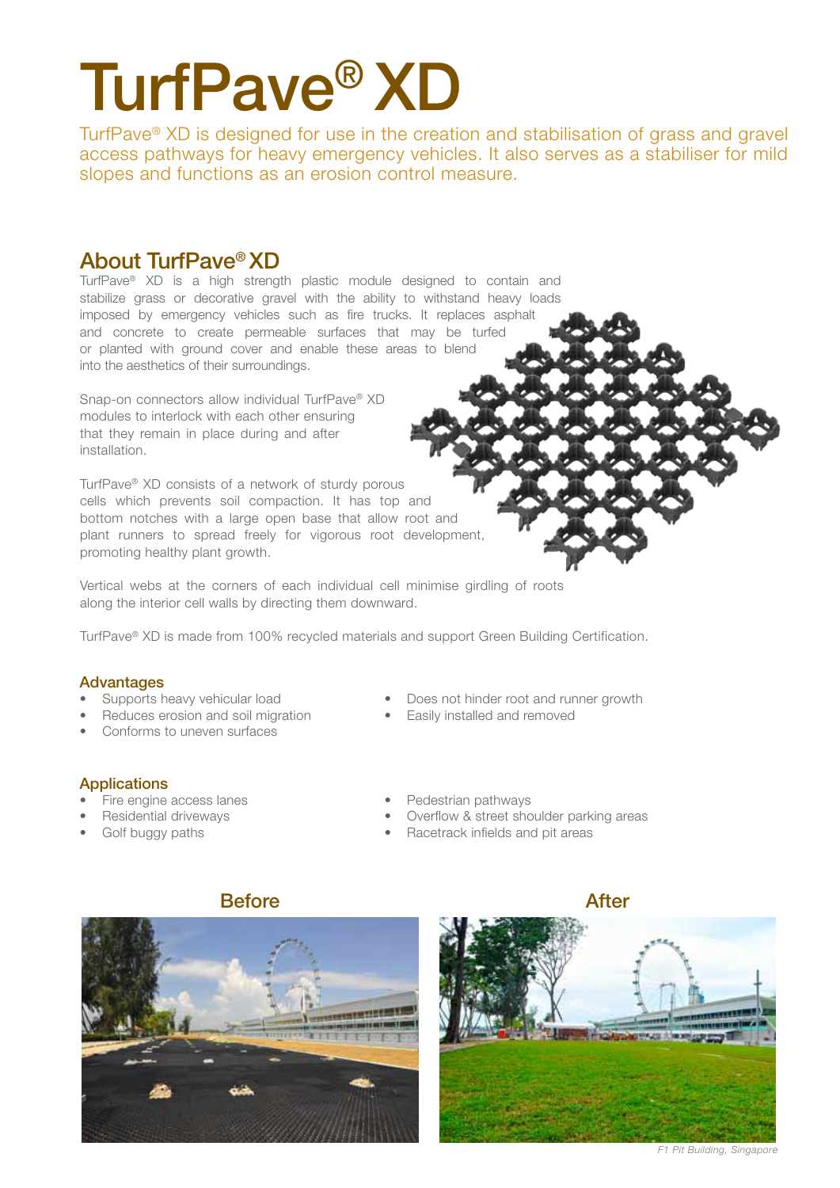# TurfPave® XD

TurfPave® XD is designed for use in the creation and stabilisation of grass and gravel access pathways for heavy emergency vehicles. It also serves as a stabiliser for mild slopes and functions as an erosion control measure.

## About TurfPave® XD

TurfPave® XD is a high strength plastic module designed to contain and stabilize grass or decorative gravel with the ability to withstand heavy loads imposed by emergency vehicles such as fire trucks. It replaces asphalt and concrete to create permeable surfaces that may be turfed or planted with ground cover and enable these areas to blend into the aesthetics of their surroundings.

Snap-on connectors allow individual TurfPave® XD modules to interlock with each other ensuring that they remain in place during and after installation.

TurfPave® XD consists of a network of sturdy porous cells which prevents soil compaction. It has top and bottom notches with a large open base that allow root and plant runners to spread freely for vigorous root development, promoting healthy plant growth.

Vertical webs at the corners of each individual cell minimise girdling of roots along the interior cell walls by directing them downward.

TurfPave® XD is made from 100% recycled materials and support Green Building Certification.

### Advantages

- Supports heavy vehicular load
- Reduces erosion and soil migration
- Conforms to uneven surfaces
- Does not hinder root and runner growth
- Easily installed and removed

### Applications

- Fire engine access lanes
- Residential driveways
- Golf buggy paths
- Pedestrian pathways
- Overflow & street shoulder parking areas
- Racetrack infields and pit areas

### Before

### After

*F1 Pit Building, Singapore*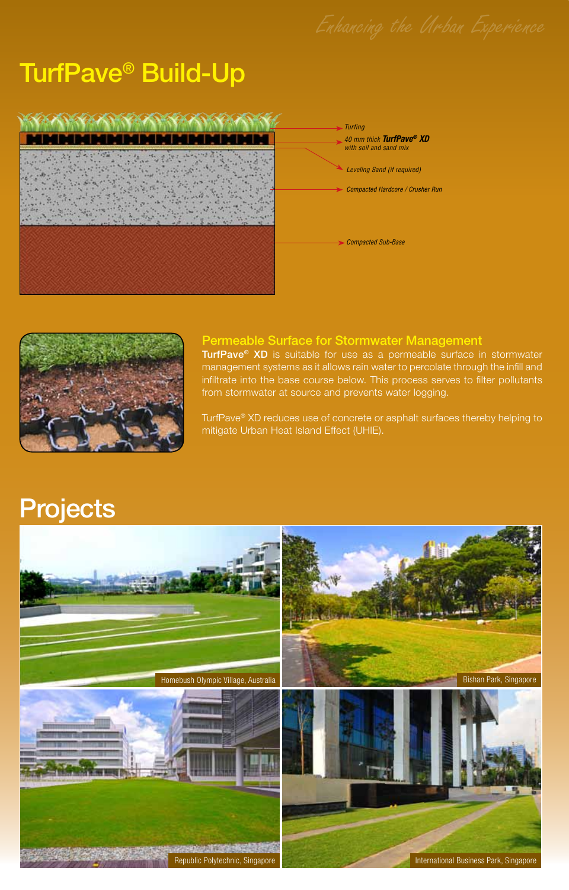# TurfPave® Build-Up

*Turfing*

*40 mm thick **TurfPave® XD** with soil and sand mix*

*Leveling Sand (if required)*

*Compacted Hardcore / Crusher Run*

*Compacted Sub-Base*

## Permeable Surface for Stormwater Management

**TurfPave® XD** is suitable for use as a permeable surface in stormwater management systems as it allows rain water to percolate through the infill and infiltrate into the base course below. This process serves to filter pollutants from stormwater at source and prevents water logging.

TurfPave® XD reduces use of concrete or asphalt surfaces thereby helping to mitigate Urban Heat Island Effect (UHIE).

# Projects

Homebush Olympic Village, Australia

Bishan Park, Singapore

Republic Polytechnic, Singapore

International Business Park, Singapore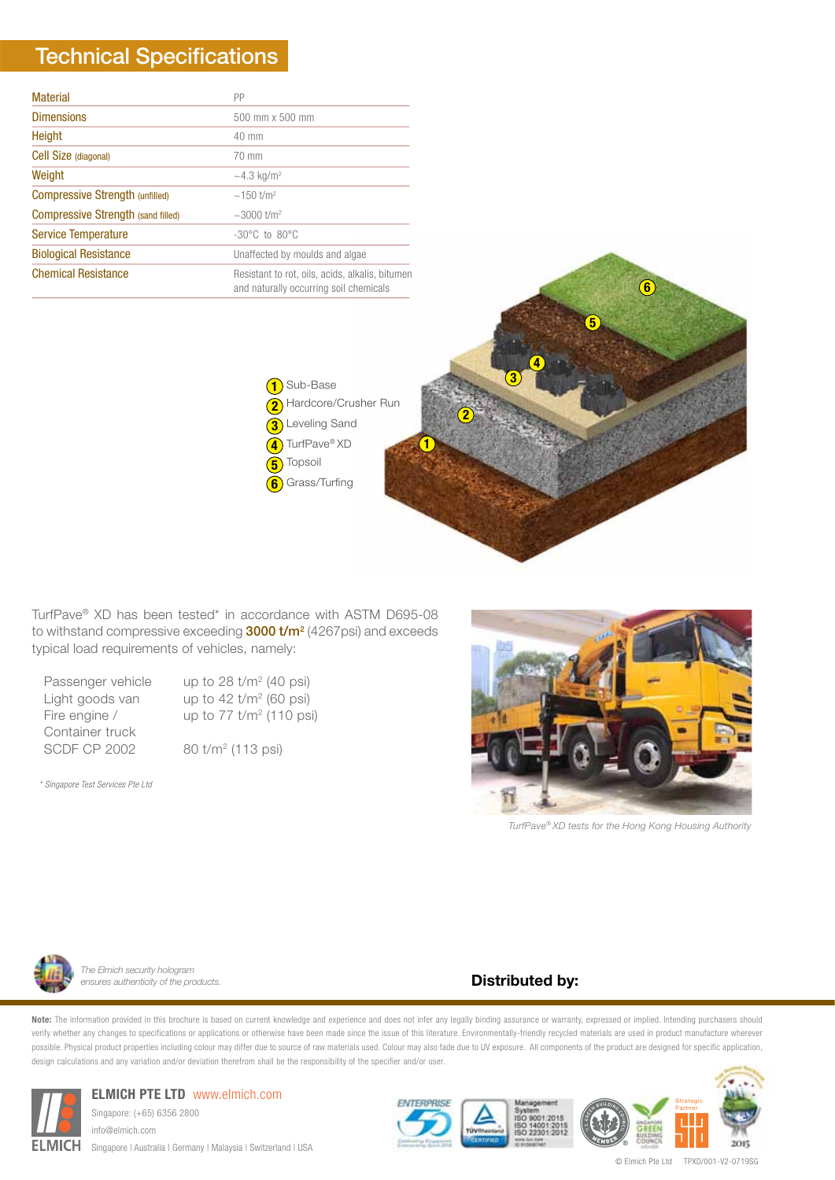# Technical Specifications

| | |
|---|---|
| Material | PP |
| Dimensions | 500 mm x 500 mm |
| Height | 40 mm |
| Cell Size (diagonal) | 70 mm |
| Weight | ~4.3 kg/m² |
| Compressive Strength (unfilled) | ~150 t/m² |
| Compressive Strength (sand filled) | ~3000 t/m² |
| Service Temperature | -30°C to 80°C |
| Biological Resistance | Unaffected by moulds and algae |
| Chemical Resistance | Resistant to rot, oils, acids, alkalis, bitumen and naturally occurring soil chemicals |

1. Sub-Base
2. Hardcore/Crusher Run
3. Leveling Sand
4. TurfPave® XD
5. Topsoil
6. Grass/Turfing

TurfPave® XD has been tested* in accordance with ASTM D695-08 to withstand compressive exceeding **3000 t/m²** (4267psi) and exceeds typical load requirements of vehicles, namely:

| | |
|---|---|
| Passenger vehicle | up to 28 t/m² (40 psi) |
| Light goods van | up to 42 t/m² (60 psi) |
| Fire engine / Container truck | up to 77 t/m² (110 psi) |
| SCDF CP 2002 | 80 t/m² (113 psi) |

*\* Singapore Test Services Pte Ltd*

*TurfPave® XD tests for the Hong Kong Housing Authority*

*The Elmich security hologram ensures authenticity of the products.*

**Distributed by:**

**Note:** The information provided in this brochure is based on current knowledge and experience and does not infer any legally binding assurance or warranty, expressed or implied. Intending purchasers should verify whether any changes to specifications or applications or otherwise have been made since the issue of this literature. Environmentally-friendly recycled materials are used in product manufacture wherever possible. Physical product properties including colour may differ due to source of raw materials used. Colour may also fade due to UV exposure. All components of the product are designed for specific application, design calculations and any variation and/or deviation therefrom shall be the responsibility of the specifier and/or user.

**ELMICH PTE LTD** www.elmich.com
Singapore: (+65) 6356 2800
info@elmich.com
Singapore | Australia | Germany | Malaysia | Switzerland | USA

© Elmich Pte Ltd TPXD/001-V2-0719SG